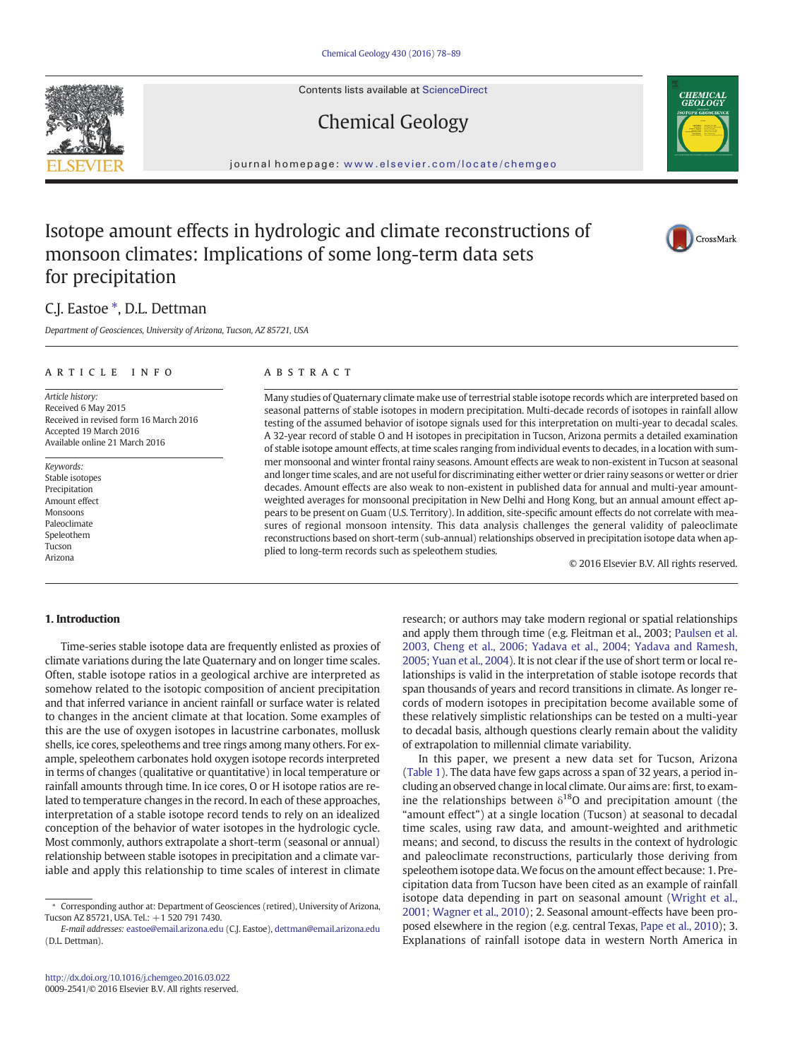# Isotope amount effects in hydrologic and climate reconstructions of monsoon climates: Implications of some long-term data sets for precipitation

C.J. Eastoe *, D.L. Dettman

*Department of Geosciences, University of Arizona, Tucson, AZ 85721, USA*

## ARTICLE INFO

*Article history:*
Received 6 May 2015
Received in revised form 16 March 2016
Accepted 19 March 2016
Available online 21 March 2016

*Keywords:*
Stable isotopes
Precipitation
Amount effect
Monsoons
Paleoclimate
Speleothem
Tucson
Arizona

## ABSTRACT

Many studies of Quaternary climate make use of terrestrial stable isotope records which are interpreted based on seasonal patterns of stable isotopes in modern precipitation. Multi-decade records of isotopes in rainfall allow testing of the assumed behavior of isotope signals used for this interpretation on multi-year to decadal scales. A 32-year record of stable O and H isotopes in precipitation in Tucson, Arizona permits a detailed examination of stable isotope amount effects, at time scales ranging from individual events to decades, in a location with summer monsoonal and winter frontal rainy seasons. Amount effects are weak to non-existent in Tucson at seasonal and longer time scales, and are not useful for discriminating either wetter or drier rainy seasons or wetter or drier decades. Amount effects are also weak to non-existent in published data for annual and multi-year amount-weighted averages for monsoonal precipitation in New Delhi and Hong Kong, but an annual amount effect appears to be present on Guam (U.S. Territory). In addition, site-specific amount effects do not correlate with measures of regional monsoon intensity. This data analysis challenges the general validity of paleoclimate reconstructions based on short-term (sub-annual) relationships observed in precipitation isotope data when applied to long-term records such as speleothem studies.

© 2016 Elsevier B.V. All rights reserved.

## 1. Introduction

Time-series stable isotope data are frequently enlisted as proxies of climate variations during the late Quaternary and on longer time scales. Often, stable isotope ratios in a geological archive are interpreted as somehow related to the isotopic composition of ancient precipitation and that inferred variance in ancient rainfall or surface water is related to changes in the ancient climate at that location. Some examples of this are the use of oxygen isotopes in lacustrine carbonates, mollusk shells, ice cores, speleothems and tree rings among many others. For example, speleothem carbonates hold oxygen isotope records interpreted in terms of changes (qualitative or quantitative) in local temperature or rainfall amounts through time. In ice cores, O or H isotope ratios are related to temperature changes in the record. In each of these approaches, interpretation of a stable isotope record tends to rely on an idealized conception of the behavior of water isotopes in the hydrologic cycle. Most commonly, authors extrapolate a short-term (seasonal or annual) relationship between stable isotopes in precipitation and a climate variable and apply this relationship to time scales of interest in climate research; or authors may take modern regional or spatial relationships and apply them through time (e.g. Fleitman et al., 2003; Paulsen et al. 2003, Cheng et al., 2006; Yadava et al., 2004; Yadava and Ramesh, 2005; Yuan et al., 2004). It is not clear if the use of short term or local relationships is valid in the interpretation of stable isotope records that span thousands of years and record transitions in climate. As longer records of modern isotopes in precipitation become available some of these relatively simplistic relationships can be tested on a multi-year to decadal basis, although questions clearly remain about the validity of extrapolation to millennial climate variability.

In this paper, we present a new data set for Tucson, Arizona (Table 1). The data have few gaps across a span of 32 years, a period including an observed change in local climate. Our aims are: first, to examine the relationships between $\delta^{18}O$ and precipitation amount (the "amount effect") at a single location (Tucson) at seasonal to decadal time scales, using raw data, and amount-weighted and arithmetic means; and second, to discuss the results in the context of hydrologic and paleoclimate reconstructions, particularly those deriving from speleothem isotope data. We focus on the amount effect because: 1. Precipitation data from Tucson have been cited as an example of rainfall isotope data depending in part on seasonal amount (Wright et al., 2001; Wagner et al., 2010); 2. Seasonal amount-effects have been proposed elsewhere in the region (e.g. central Texas, Pape et al., 2010); 3. Explanations of rainfall isotope data in western North America in

---

\* Corresponding author at: Department of Geosciences (retired), University of Arizona, Tucson AZ 85721, USA. Tel.: +1 520 791 7430.
*E-mail addresses:* eastoe@email.arizona.edu (C.J. Eastoe), dettman@email.arizona.edu (D.L. Dettman).

http://dx.doi.org/10.1016/j.chemgeo.2016.03.022
0009-2541/© 2016 Elsevier B.V. All rights reserved.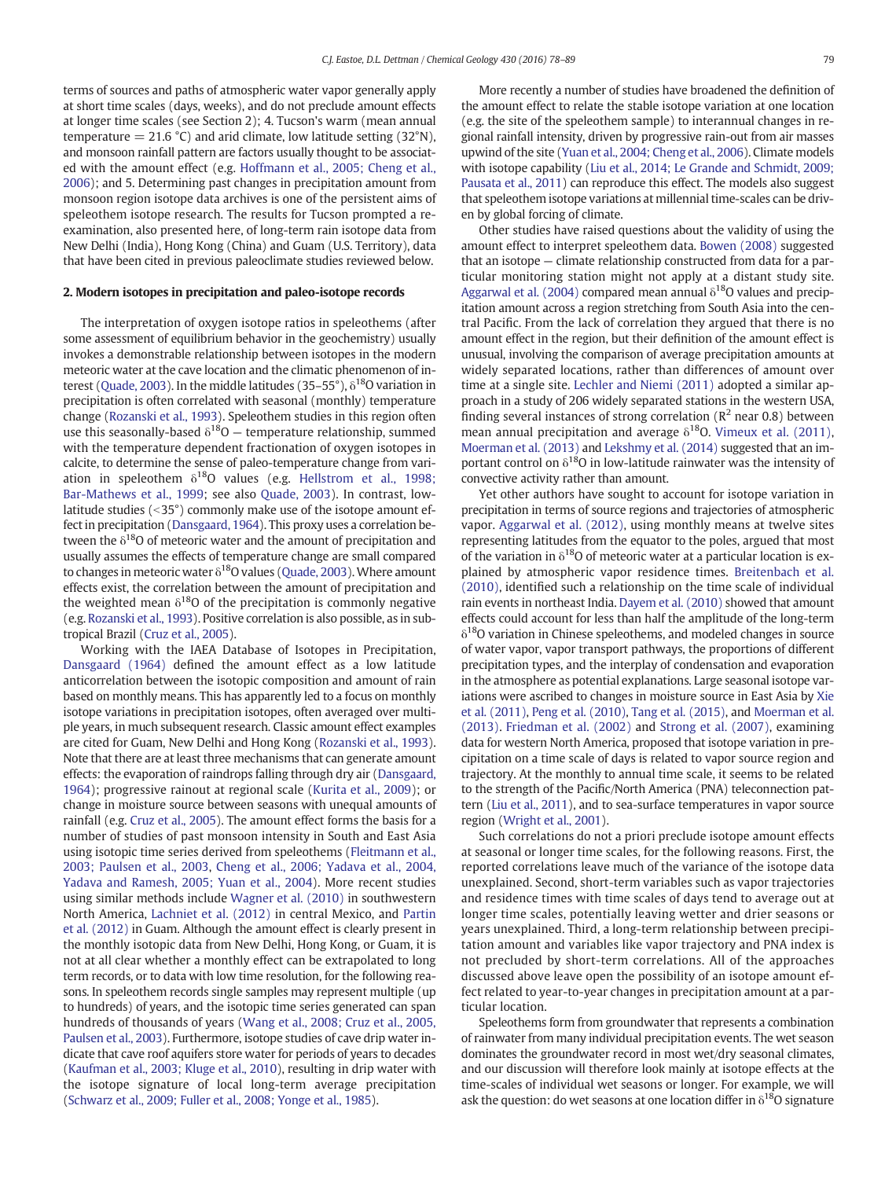terms of sources and paths of atmospheric water vapor generally apply at short time scales (days, weeks), and do not preclude amount effects at longer time scales (see Section 2); 4. Tucson's warm (mean annual temperature = 21.6 °C) and arid climate, low latitude setting (32°N), and monsoon rainfall pattern are factors usually thought to be associated with the amount effect (e.g. Hoffmann et al., 2005; Cheng et al., 2006); and 5. Determining past changes in precipitation amount from monsoon region isotope data archives is one of the persistent aims of speleothem isotope research. The results for Tucson prompted a re-examination, also presented here, of long-term rain isotope data from New Delhi (India), Hong Kong (China) and Guam (U.S. Territory), data that have been cited in previous paleoclimate studies reviewed below.

## 2. Modern isotopes in precipitation and paleo-isotope records

The interpretation of oxygen isotope ratios in speleothems (after some assessment of equilibrium behavior in the geochemistry) usually invokes a demonstrable relationship between isotopes in the modern meteoric water at the cave location and the climatic phenomenon of interest (Quade, 2003). In the middle latitudes (35–55°), $\delta^{18}O$ variation in precipitation is often correlated with seasonal (monthly) temperature change (Rozanski et al., 1993). Speleothem studies in this region often use this seasonally-based $\delta^{18}O$ — temperature relationship, summed with the temperature dependent fractionation of oxygen isotopes in calcite, to determine the sense of paleo-temperature change from variation in speleothem $\delta^{18}O$ values (e.g. Hellstrom et al., 1998; Bar-Mathews et al., 1999; see also Quade, 2003). In contrast, low-latitude studies (<35°) commonly make use of the isotope amount effect in precipitation (Dansgaard, 1964). This proxy uses a correlation between the $\delta^{18}O$ of meteoric water and the amount of precipitation and usually assumes the effects of temperature change are small compared to changes in meteoric water $\delta^{18}O$ values (Quade, 2003). Where amount effects exist, the correlation between the amount of precipitation and the weighted mean $\delta^{18}O$ of the precipitation is commonly negative (e.g. Rozanski et al., 1993). Positive correlation is also possible, as in subtropical Brazil (Cruz et al., 2005).

Working with the IAEA Database of Isotopes in Precipitation, Dansgaard (1964) defined the amount effect as a low latitude anticorrelation between the isotopic composition and amount of rain based on monthly means. This has apparently led to a focus on monthly isotope variations in precipitation isotopes, often averaged over multiple years, in much subsequent research. Classic amount effect examples are cited for Guam, New Delhi and Hong Kong (Rozanski et al., 1993). Note that there are at least three mechanisms that can generate amount effects: the evaporation of raindrops falling through dry air (Dansgaard, 1964); progressive rainout at regional scale (Kurita et al., 2009); or change in moisture source between seasons with unequal amounts of rainfall (e.g. Cruz et al., 2005). The amount effect forms the basis for a number of studies of past monsoon intensity in South and East Asia using isotopic time series derived from speleothems (Fleitmann et al., 2003; Paulsen et al., 2003, Cheng et al., 2006; Yadava et al., 2004, Yadava and Ramesh, 2005; Yuan et al., 2004). More recent studies using similar methods include Wagner et al. (2010) in southwestern North America, Lachniet et al. (2012) in central Mexico, and Partin et al. (2012) in Guam. Although the amount effect is clearly present in the monthly isotopic data from New Delhi, Hong Kong, or Guam, it is not at all clear whether a monthly effect can be extrapolated to long term records, or to data with low time resolution, for the following reasons. In speleothem records single samples may represent multiple (up to hundreds) of years, and the isotopic time series generated can span hundreds of thousands of years (Wang et al., 2008; Cruz et al., 2005, Paulsen et al., 2003). Furthermore, isotope studies of cave drip water indicate that cave roof aquifers store water for periods of years to decades (Kaufman et al., 2003; Kluge et al., 2010), resulting in drip water with the isotope signature of local long-term average precipitation (Schwarz et al., 2009; Fuller et al., 2008; Yonge et al., 1985).

More recently a number of studies have broadened the definition of the amount effect to relate the stable isotope variation at one location (e.g. the site of the speleothem sample) to interannual changes in regional rainfall intensity, driven by progressive rain-out from air masses upwind of the site (Yuan et al., 2004; Cheng et al., 2006). Climate models with isotope capability (Liu et al., 2014; Le Grande and Schmidt, 2009; Pausata et al., 2011) can reproduce this effect. The models also suggest that speleothem isotope variations at millennial time-scales can be driven by global forcing of climate.

Other studies have raised questions about the validity of using the amount effect to interpret speleothem data. Bowen (2008) suggested that an isotope — climate relationship constructed from data for a particular monitoring station might not apply at a distant study site. Aggarwal et al. (2004) compared mean annual $\delta^{18}O$ values and precipitation amount across a region stretching from South Asia into the central Pacific. From the lack of correlation they argued that there is no amount effect in the region, but their definition of the amount effect is unusual, involving the comparison of average precipitation amounts at widely separated locations, rather than differences of amount over time at a single site. Lechler and Niemi (2011) adopted a similar approach in a study of 206 widely separated stations in the western USA, finding several instances of strong correlation ($R^2$ near 0.8) between mean annual precipitation and average $\delta^{18}O$. Vimeux et al. (2011), Moerman et al. (2013) and Lekshmy et al. (2014) suggested that an important control on $\delta^{18}O$ in low-latitude rainwater was the intensity of convective activity rather than amount.

Yet other authors have sought to account for isotope variation in precipitation in terms of source regions and trajectories of atmospheric vapor. Aggarwal et al. (2012), using monthly means at twelve sites representing latitudes from the equator to the poles, argued that most of the variation in $\delta^{18}O$ of meteoric water at a particular location is explained by atmospheric vapor residence times. Breitenbach et al. (2010), identified such a relationship on the time scale of individual rain events in northeast India. Dayem et al. (2010) showed that amount effects could account for less than half the amplitude of the long-term $\delta^{18}O$ variation in Chinese speleothems, and modeled changes in source of water vapor, vapor transport pathways, the proportions of different precipitation types, and the interplay of condensation and evaporation in the atmosphere as potential explanations. Large seasonal isotope variations were ascribed to changes in moisture source in East Asia by Xie et al. (2011), Peng et al. (2010), Tang et al. (2015), and Moerman et al. (2013). Friedman et al. (2002) and Strong et al. (2007), examining data for western North America, proposed that isotope variation in precipitation on a time scale of days is related to vapor source region and trajectory. At the monthly to annual time scale, it seems to be related to the strength of the Pacific/North America (PNA) teleconnection pattern (Liu et al., 2011), and to sea-surface temperatures in vapor source region (Wright et al., 2001).

Such correlations do not a priori preclude isotope amount effects at seasonal or longer time scales, for the following reasons. First, the reported correlations leave much of the variance of the isotope data unexplained. Second, short-term variables such as vapor trajectories and residence times with time scales of days tend to average out at longer time scales, potentially leaving wetter and drier seasons or years unexplained. Third, a long-term relationship between precipitation amount and variables like vapor trajectory and PNA index is not precluded by short-term correlations. All of the approaches discussed above leave open the possibility of an isotope amount effect related to year-to-year changes in precipitation amount at a particular location.

Speleothems form from groundwater that represents a combination of rainwater from many individual precipitation events. The wet season dominates the groundwater record in most wet/dry seasonal climates, and our discussion will therefore look mainly at isotope effects at the time-scales of individual wet seasons or longer. For example, we will ask the question: do wet seasons at one location differ in $\delta^{18}O$ signature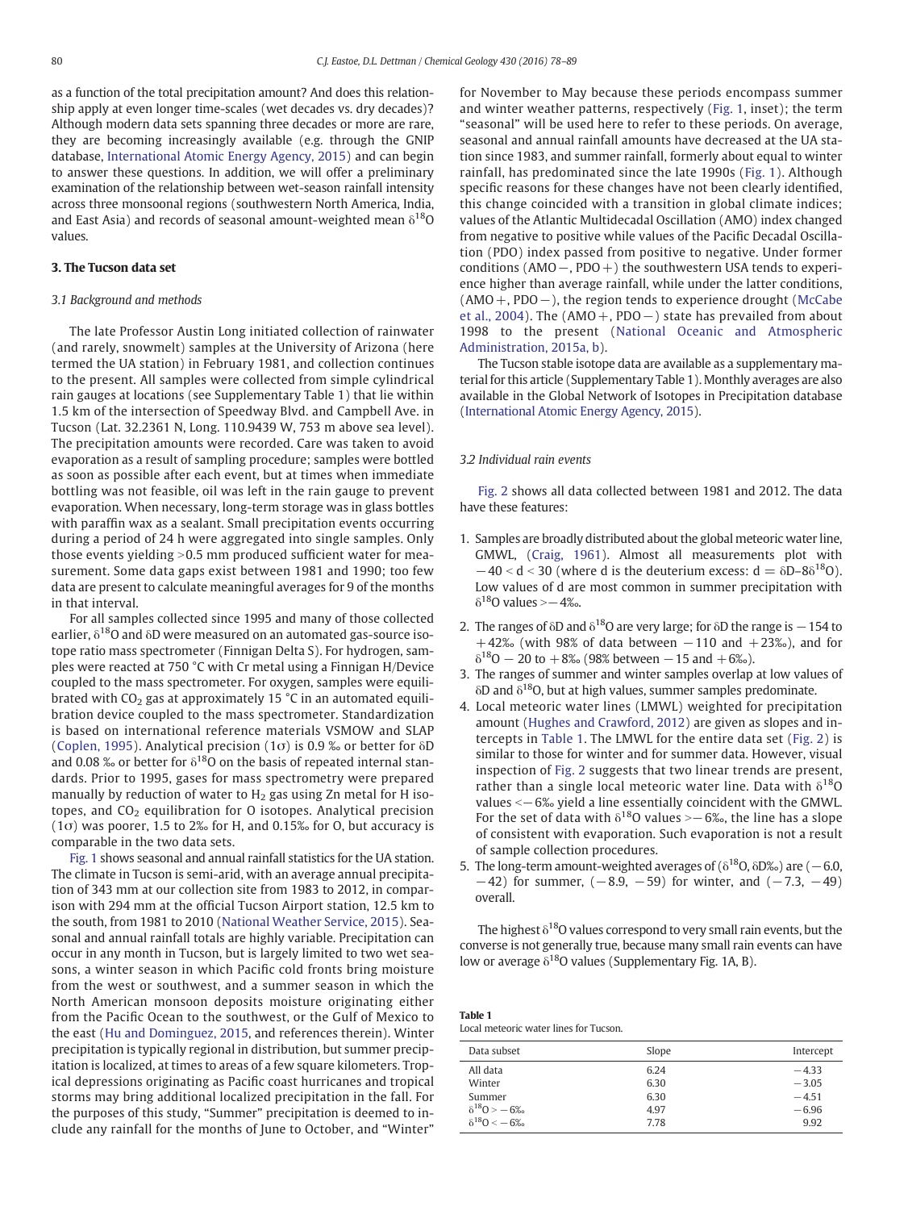as a function of the total precipitation amount? And does this relationship apply at even longer time-scales (wet decades vs. dry decades)? Although modern data sets spanning three decades or more are rare, they are becoming increasingly available (e.g. through the GNIP database, International Atomic Energy Agency, 2015) and can begin to answer these questions. In addition, we will offer a preliminary examination of the relationship between wet-season rainfall intensity across three monsoonal regions (southwestern North America, India, and East Asia) and records of seasonal amount-weighted mean $\delta^{18}O$ values.

## 3. The Tucson data set

### 3.1 Background and methods

The late Professor Austin Long initiated collection of rainwater (and rarely, snowmelt) samples at the University of Arizona (here termed the UA station) in February 1981, and collection continues to the present. All samples were collected from simple cylindrical rain gauges at locations (see Supplementary Table 1) that lie within 1.5 km of the intersection of Speedway Blvd. and Campbell Ave. in Tucson (Lat. 32.2361 N, Long. 110.9439 W, 753 m above sea level). The precipitation amounts were recorded. Care was taken to avoid evaporation as a result of sampling procedure; samples were bottled as soon as possible after each event, but at times when immediate bottling was not feasible, oil was left in the rain gauge to prevent evaporation. When necessary, long-term storage was in glass bottles with paraffin wax as a sealant. Small precipitation events occurring during a period of 24 h were aggregated into single samples. Only those events yielding >0.5 mm produced sufficient water for measurement. Some data gaps exist between 1981 and 1990; too few data are present to calculate meaningful averages for 9 of the months in that interval.

For all samples collected since 1995 and many of those collected earlier, $\delta^{18}O$ and $\delta D$ were measured on an automated gas-source isotope ratio mass spectrometer (Finnigan Delta S). For hydrogen, samples were reacted at 750 °C with Cr metal using a Finnigan H/Device coupled to the mass spectrometer. For oxygen, samples were equilibrated with $CO_2$ gas at approximately 15 °C in an automated equilibration device coupled to the mass spectrometer. Standardization is based on international reference materials VSMOW and SLAP (Coplen, 1995). Analytical precision (1σ) is 0.9 ‰ or better for $\delta D$ and 0.08 ‰ or better for $\delta^{18}O$ on the basis of repeated internal standards. Prior to 1995, gases for mass spectrometry were prepared manually by reduction of water to $H_2$ gas using Zn metal for H isotopes, and $CO_2$ equilibration for O isotopes. Analytical precision (1σ) was poorer, 1.5 to 2‰ for H, and 0.15‰ for O, but accuracy is comparable in the two data sets.

Fig. 1 shows seasonal and annual rainfall statistics for the UA station. The climate in Tucson is semi-arid, with an average annual precipitation of 343 mm at our collection site from 1983 to 2012, in comparison with 294 mm at the official Tucson Airport station, 12.5 km to the south, from 1981 to 2010 (National Weather Service, 2015). Seasonal and annual rainfall totals are highly variable. Precipitation can occur in any month in Tucson, but is largely limited to two wet seasons, a winter season in which Pacific cold fronts bring moisture from the west or southwest, and a summer season in which the North American monsoon deposits moisture originating either from the Pacific Ocean to the southwest, or the Gulf of Mexico to the east (Hu and Dominguez, 2015, and references therein). Winter precipitation is typically regional in distribution, but summer precipitation is localized, at times to areas of a few square kilometers. Tropical depressions originating as Pacific coast hurricanes and tropical storms may bring additional localized precipitation in the fall. For the purposes of this study, "Summer" precipitation is deemed to include any rainfall for the months of June to October, and "Winter" for November to May because these periods encompass summer and winter weather patterns, respectively (Fig. 1, inset); the term "seasonal" will be used here to refer to these periods. On average, seasonal and annual rainfall amounts have decreased at the UA station since 1983, and summer rainfall, formerly about equal to winter rainfall, has predominated since the late 1990s (Fig. 1). Although specific reasons for these changes have not been clearly identified, this change coincided with a transition in global climate indices; values of the Atlantic Multidecadal Oscillation (AMO) index changed from negative to positive while values of the Pacific Decadal Oscillation (PDO) index passed from positive to negative. Under former conditions (AMO−, PDO+) the southwestern USA tends to experience higher than average rainfall, while under the latter conditions, (AMO+, PDO−), the region tends to experience drought (McCabe et al., 2004). The (AMO+, PDO−) state has prevailed from about 1998 to the present (National Oceanic and Atmospheric Administration, 2015a, b).

The Tucson stable isotope data are available as a supplementary material for this article (Supplementary Table 1). Monthly averages are also available in the Global Network of Isotopes in Precipitation database (International Atomic Energy Agency, 2015).

### 3.2 Individual rain events

Fig. 2 shows all data collected between 1981 and 2012. The data have these features:

1. Samples are broadly distributed about the global meteoric water line, GMWL, (Craig, 1961). Almost all measurements plot with $-40 < d < 30$ (where d is the deuterium excess: $d = \delta D - 8\delta^{18}O$). Low values of d are most common in summer precipitation with $\delta^{18}O$ values >−4‰.
2. The ranges of $\delta D$ and $\delta^{18}O$ are very large; for $\delta D$ the range is −154 to +42‰ (with 98% of data between −110 and +23‰), and for $\delta^{18}O$ −20 to +8‰ (98% between −15 and +6‰).
3. The ranges of summer and winter samples overlap at low values of $\delta D$ and $\delta^{18}O$, but at high values, summer samples predominate.
4. Local meteoric water lines (LMWL) weighted for precipitation amount (Hughes and Crawford, 2012) are given as slopes and intercepts in Table 1. The LMWL for the entire data set (Fig. 2) is similar to those for winter and for summer data. However, visual inspection of Fig. 2 suggests that two linear trends are present, rather than a single local meteoric water line. Data with $\delta^{18}O$ values <−6‰ yield a line essentially coincident with the GMWL. For the set of data with $\delta^{18}O$ values >−6‰, the line has a slope of consistent with evaporation. Such evaporation is not a result of sample collection procedures.
5. The long-term amount-weighted averages of ($\delta^{18}O$, $\delta D$‰) are (−6.0, −42) for summer, (−8.9, −59) for winter, and (−7.3, −49) overall.

The highest $\delta^{18}O$ values correspond to very small rain events, but the converse is not generally true, because many small rain events can have low or average $\delta^{18}O$ values (Supplementary Fig. 1A, B).

**Table 1**
Local meteoric water lines for Tucson.

| Data subset | Slope | Intercept |
|---|---|---|
| All data | 6.24 | −4.33 |
| Winter | 6.30 | −3.05 |
| Summer | 6.30 | −4.51 |
| $\delta^{18}O > -6‰$ | 4.97 | −6.96 |
| $\delta^{18}O < -6‰$ | 7.78 | 9.92 |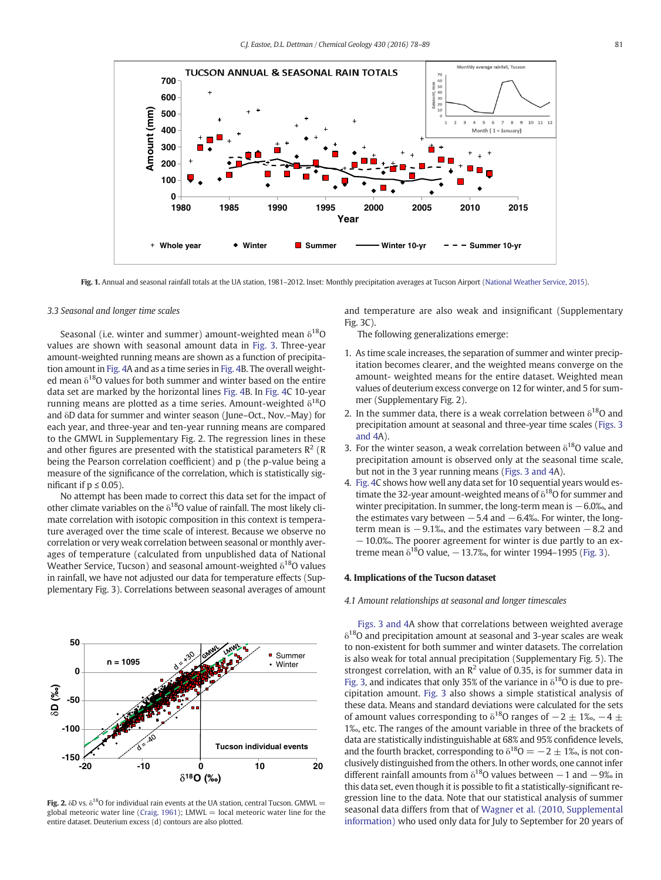Fig. 1. Annual and seasonal rainfall totals at the UA station, 1981–2012. Inset: Monthly precipitation averages at Tucson Airport (National Weather Service, 2015).

### 3.3 Seasonal and longer time scales

Seasonal (i.e. winter and summer) amount-weighted mean $\delta^{18}O$ values are shown with seasonal amount data in Fig. 3. Three-year amount-weighted running means are shown as a function of precipitation amount in Fig. 4A and as a time series in Fig. 4B. The overall weighted mean $\delta^{18}O$ values for both summer and winter based on the entire data set are marked by the horizontal lines Fig. 4B. In Fig. 4C 10-year running means are plotted as a time series. Amount-weighted $\delta^{18}O$ and $\delta D$ data for summer and winter season (June–Oct., Nov.–May) for each year, and three-year and ten-year running means are compared to the GMWL in Supplementary Fig. 2. The regression lines in these and other figures are presented with the statistical parameters $R^2$ (R being the Pearson correlation coefficient) and p (the p-value being a measure of the significance of the correlation, which is statistically significant if $p \leq 0.05$).

No attempt has been made to correct this data set for the impact of other climate variables on the $\delta^{18}O$ value of rainfall. The most likely climate correlation with isotopic composition in this context is temperature averaged over the time scale of interest. Because we observe no correlation or very weak correlation between seasonal or monthly averages of temperature (calculated from unpublished data of National Weather Service, Tucson) and seasonal amount-weighted $\delta^{18}O$ values in rainfall, we have not adjusted our data for temperature effects (Supplementary Fig. 3). Correlations between seasonal averages of amount and temperature are also weak and insignificant (Supplementary Fig. 3C).

The following generalizations emerge:

1. As time scale increases, the separation of summer and winter precipitation becomes clearer, and the weighted means converge on the amount- weighted means for the entire dataset. Weighted mean values of deuterium excess converge on 12 for winter, and 5 for summer (Supplementary Fig. 2).
2. In the summer data, there is a weak correlation between $\delta^{18}O$ and precipitation amount at seasonal and three-year time scales (Figs. 3 and 4A).
3. For the winter season, a weak correlation between $\delta^{18}O$ value and precipitation amount is observed only at the seasonal time scale, but not in the 3 year running means (Figs. 3 and 4A).
4. Fig. 4C shows how well any data set for 10 sequential years would estimate the 32-year amount-weighted means of $\delta^{18}O$ for summer and winter precipitation. In summer, the long-term mean is −6.0‰, and the estimates vary between −5.4 and −6.4‰. For winter, the long-term mean is −9.1‰, and the estimates vary between −8.2 and −10.0‰. The poorer agreement for winter is due partly to an extreme mean $\delta^{18}O$ value, −13.7‰, for winter 1994–1995 (Fig. 3).

Fig. 2. δD vs. $\delta^{18}O$ for individual rain events at the UA station, central Tucson. GMWL = global meteoric water line (Craig, 1961); LMWL = local meteoric water line for the entire dataset. Deuterium excess (d) contours are also plotted.

## 4. Implications of the Tucson dataset

### 4.1 Amount relationships at seasonal and longer timescales

Figs. 3 and 4A show that correlations between weighted average $\delta^{18}O$ and precipitation amount at seasonal and 3-year scales are weak to non-existent for both summer and winter datasets. The correlation is also weak for total annual precipitation (Supplementary Fig. 5). The strongest correlation, with an $R^2$ value of 0.35, is for summer data in Fig. 3, and indicates that only 35% of the variance in $\delta^{18}O$ is due to precipitation amount. Fig. 3 also shows a simple statistical analysis of these data. Means and standard deviations were calculated for the sets of amount values corresponding to $\delta^{18}O$ ranges of −2 ± 1‰, −4 ± 1‰, etc. The ranges of the amount variable in three of the brackets of data are statistically indistinguishable at 68% and 95% confidence levels, and the fourth bracket, corresponding to $\delta^{18}O$ = −2 ± 1‰, is not conclusively distinguished from the others. In other words, one cannot infer different rainfall amounts from $\delta^{18}O$ values between −1 and −9‰ in this data set, even though it is possible to fit a statistically-significant regression line to the data. Note that our statistical analysis of summer seasonal data differs from that of Wagner et al. (2010, Supplemental information) who used only data for July to September for 20 years of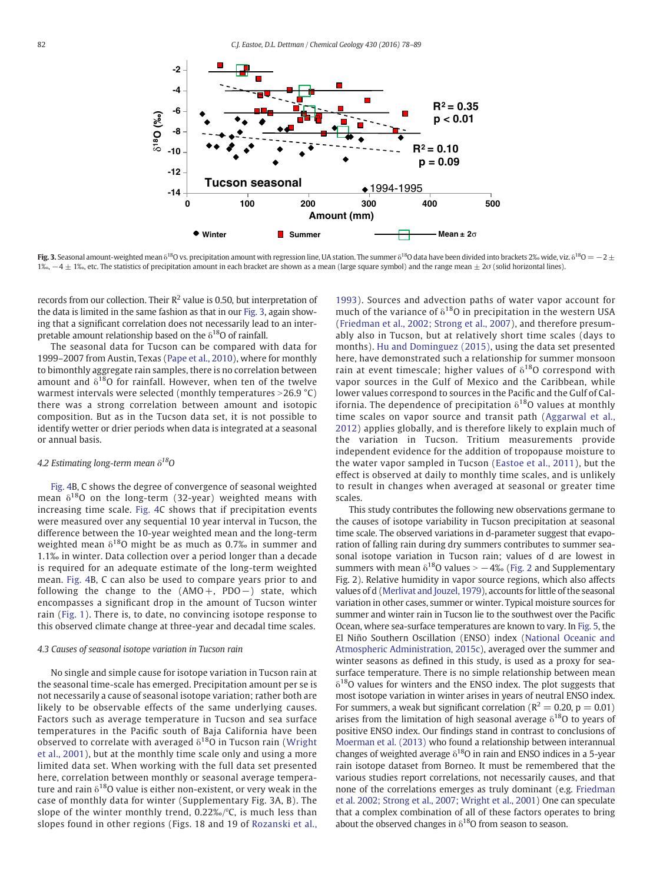**Fig. 3.** Seasonal amount-weighted mean $\delta^{18}O$ vs. precipitation amount with regression line, UA station. The summer $\delta^{18}O$ data have been divided into brackets 2‰ wide, viz. $\delta^{18}O = -2 \pm 1$‰, $-4 \pm 1$‰, etc. The statistics of precipitation amount in each bracket are shown as a mean (large square symbol) and the range mean $\pm 2\sigma$ (solid horizontal lines).

records from our collection. Their $R^2$ value is 0.50, but interpretation of the data is limited in the same fashion as that in our Fig. 3, again showing that a significant correlation does not necessarily lead to an interpretable amount relationship based on the $\delta^{18}O$ of rainfall.

The seasonal data for Tucson can be compared with data for 1999–2007 from Austin, Texas (Pape et al., 2010), where for monthly to bimonthly aggregate rain samples, there is no correlation between amount and $\delta^{18}O$ for rainfall. However, when ten of the twelve warmest intervals were selected (monthly temperatures >26.9 °C) there was a strong correlation between amount and isotopic composition. But as in the Tucson data set, it is not possible to identify wetter or drier periods when data is integrated at a seasonal or annual basis.

### *4.2 Estimating long-term mean $\delta^{18}O$*

Fig. 4B, C shows the degree of convergence of seasonal weighted mean $\delta^{18}O$ on the long-term (32-year) weighted means with increasing time scale. Fig. 4C shows that if precipitation events were measured over any sequential 10 year interval in Tucson, the difference between the 10-year weighted mean and the long-term weighted mean $\delta^{18}O$ might be as much as 0.7‰ in summer and 1.1‰ in winter. Data collection over a period longer than a decade is required for an adequate estimate of the long-term weighted mean. Fig. 4B, C can also be used to compare years prior to and following the change to the (AMO+, PDO−) state, which encompasses a significant drop in the amount of Tucson winter rain (Fig. 1). There is, to date, no convincing isotope response to this observed climate change at three-year and decadal time scales.

### *4.3 Causes of seasonal isotope variation in Tucson rain*

No single and simple cause for isotope variation in Tucson rain at the seasonal time-scale has emerged. Precipitation amount per se is not necessarily a cause of seasonal isotope variation; rather both are likely to be observable effects of the same underlying causes. Factors such as average temperature in Tucson and sea surface temperatures in the Pacific south of Baja California have been observed to correlate with averaged $\delta^{18}O$ in Tucson rain (Wright et al., 2001), but at the monthly time scale only and using a more limited data set. When working with the full data set presented here, correlation between monthly or seasonal average temperature and rain $\delta^{18}O$ value is either non-existent, or very weak in the case of monthly data for winter (Supplementary Fig. 3A, B). The slope of the winter monthly trend, 0.22‰/°C, is much less than slopes found in other regions (Figs. 18 and 19 of Rozanski et al., 1993). Sources and advection paths of water vapor account for much of the variance of $\delta^{18}O$ in precipitation in the western USA (Friedman et al., 2002; Strong et al., 2007), and therefore presumably also in Tucson, but at relatively short time scales (days to months). Hu and Dominguez (2015), using the data set presented here, have demonstrated such a relationship for summer monsoon rain at event timescale; higher values of $\delta^{18}O$ correspond with vapor sources in the Gulf of Mexico and the Caribbean, while lower values correspond to sources in the Pacific and the Gulf of California. The dependence of precipitation $\delta^{18}O$ values at monthly time scales on vapor source and transit path (Aggarwal et al., 2012) applies globally, and is therefore likely to explain much of the variation in Tucson. Tritium measurements provide independent evidence for the addition of tropopause moisture to the water vapor sampled in Tucson (Eastoe et al., 2011), but the effect is observed at daily to monthly time scales, and is unlikely to result in changes when averaged at seasonal or greater time scales.

This study contributes the following new observations germane to the causes of isotope variability in Tucson precipitation at seasonal time scale. The observed variations in d-parameter suggest that evaporation of falling rain during dry summers contributes to summer seasonal isotope variation in Tucson rain; values of d are lowest in summers with mean $\delta^{18}O$ values > −4‰ (Fig. 2 and Supplementary Fig. 2). Relative humidity in vapor source regions, which also affects values of d (Merlivat and Jouzel, 1979), accounts for little of the seasonal variation in other cases, summer or winter. Typical moisture sources for summer and winter rain in Tucson lie to the southwest over the Pacific Ocean, where sea-surface temperatures are known to vary. In Fig. 5, the El Niño Southern Oscillation (ENSO) index (National Oceanic and Atmospheric Administration, 2015c), averaged over the summer and winter seasons as defined in this study, is used as a proxy for sea-surface temperature. There is no simple relationship between mean $\delta^{18}O$ values for winters and the ENSO index. The plot suggests that most isotope variation in winter arises in years of neutral ENSO index. For summers, a weak but significant correlation ($R^2 = 0.20$, $p = 0.01$) arises from the limitation of high seasonal average $\delta^{18}O$ to years of positive ENSO index. Our findings stand in contrast to conclusions of Moerman et al. (2013) who found a relationship between interannual changes of weighted average $\delta^{18}O$ in rain and ENSO indices in a 5-year rain isotope dataset from Borneo. It must be remembered that the various studies report correlations, not necessarily causes, and that none of the correlations emerges as truly dominant (e.g. Friedman et al. 2002; Strong et al., 2007; Wright et al., 2001) One can speculate that a complex combination of all of these factors operates to bring about the observed changes in $\delta^{18}O$ from season to season.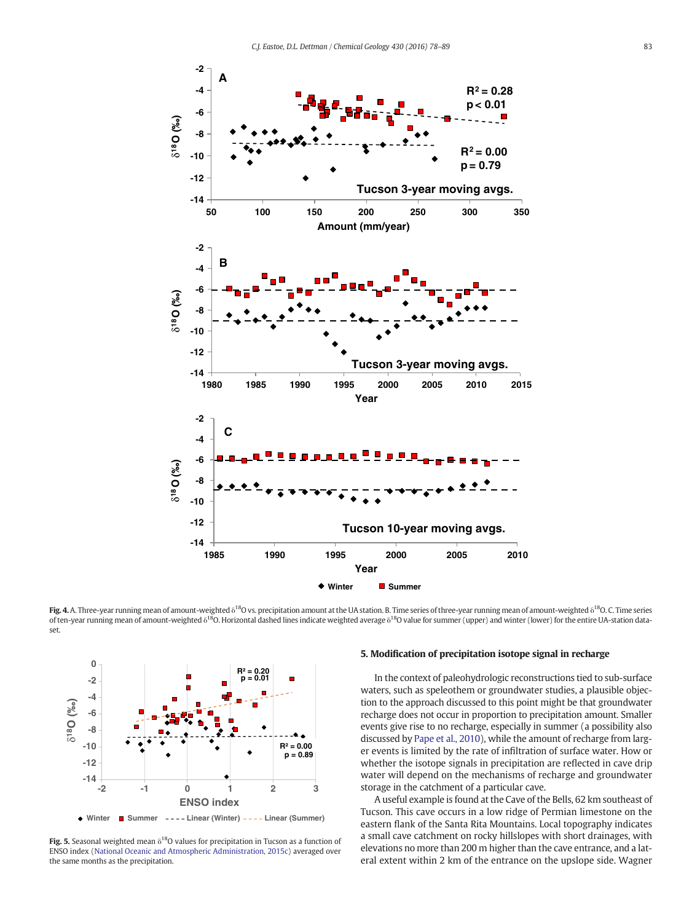**Fig. 4.** A. Three-year running mean of amount-weighted $\delta^{18}O$ vs. precipitation amount at the UA station. B. Time series of three-year running mean of amount-weighted $\delta^{18}O$. C. Time series of ten-year running mean of amount-weighted $\delta^{18}O$. Horizontal dashed lines indicate weighted average $\delta^{18}O$ value for summer (upper) and winter (lower) for the entire UA-station dataset.

**Fig. 5.** Seasonal weighted mean $\delta^{18}O$ values for precipitation in Tucson as a function of ENSO index (National Oceanic and Atmospheric Administration, 2015c) averaged over the same months as the precipitation.

## 5. Modification of precipitation isotope signal in recharge

In the context of paleohydrologic reconstructions tied to sub-surface waters, such as speleothem or groundwater studies, a plausible objection to the approach discussed to this point might be that groundwater recharge does not occur in proportion to precipitation amount. Smaller events give rise to no recharge, especially in summer (a possibility also discussed by Pape et al., 2010), while the amount of recharge from larger events is limited by the rate of infiltration of surface water. How or whether the isotope signals in precipitation are reflected in cave drip water will depend on the mechanisms of recharge and groundwater storage in the catchment of a particular cave.

A useful example is found at the Cave of the Bells, 62 km southeast of Tucson. This cave occurs in a low ridge of Permian limestone on the eastern flank of the Santa Rita Mountains. Local topography indicates a small cave catchment on rocky hillslopes with short drainages, with elevations no more than 200 m higher than the cave entrance, and a lateral extent within 2 km of the entrance on the upslope side. Wagner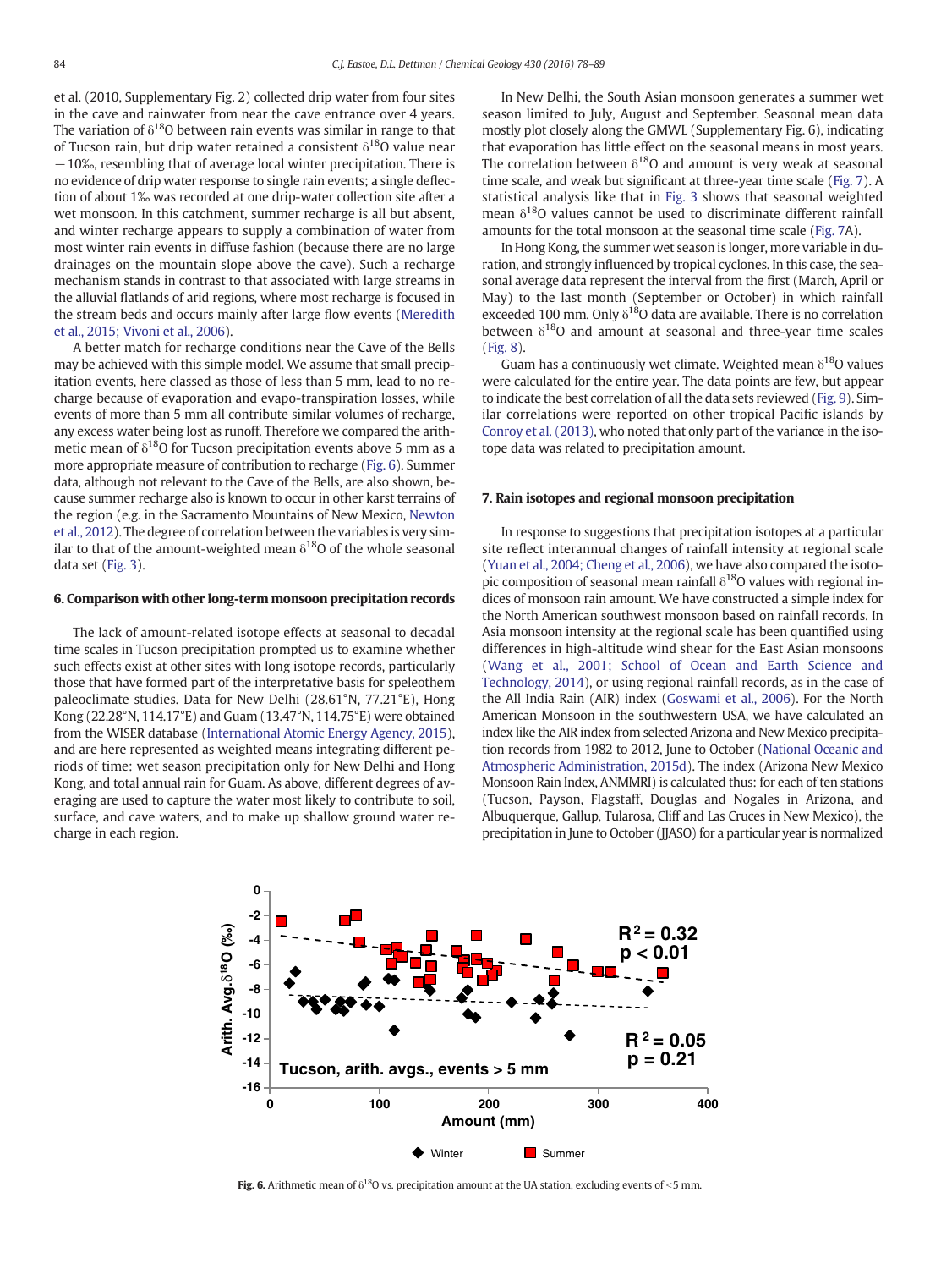et al. (2010, Supplementary Fig. 2) collected drip water from four sites in the cave and rainwater from near the cave entrance over 4 years. The variation of $\delta^{18}O$ between rain events was similar in range to that of Tucson rain, but drip water retained a consistent $\delta^{18}O$ value near −10‰, resembling that of average local winter precipitation. There is no evidence of drip water response to single rain events; a single deflection of about 1‰ was recorded at one drip-water collection site after a wet monsoon. In this catchment, summer recharge is all but absent, and winter recharge appears to supply a combination of water from most winter rain events in diffuse fashion (because there are no large drainages on the mountain slope above the cave). Such a recharge mechanism stands in contrast to that associated with large streams in the alluvial flatlands of arid regions, where most recharge is focused in the stream beds and occurs mainly after large flow events (Meredith et al., 2015; Vivoni et al., 2006).

A better match for recharge conditions near the Cave of the Bells may be achieved with this simple model. We assume that small precipitation events, here classed as those of less than 5 mm, lead to no recharge because of evaporation and evapo-transpiration losses, while events of more than 5 mm all contribute similar volumes of recharge, any excess water being lost as runoff. Therefore we compared the arithmetic mean of $\delta^{18}O$ for Tucson precipitation events above 5 mm as a more appropriate measure of contribution to recharge (Fig. 6). Summer data, although not relevant to the Cave of the Bells, are also shown, because summer recharge also is known to occur in other karst terrains of the region (e.g. in the Sacramento Mountains of New Mexico, Newton et al., 2012). The degree of correlation between the variables is very similar to that of the amount-weighted mean $\delta^{18}O$ of the whole seasonal data set (Fig. 3).

## 6. Comparison with other long-term monsoon precipitation records

The lack of amount-related isotope effects at seasonal to decadal time scales in Tucson precipitation prompted us to examine whether such effects exist at other sites with long isotope records, particularly those that have formed part of the interpretative basis for speleothem paleoclimate studies. Data for New Delhi (28.61°N, 77.21°E), Hong Kong (22.28°N, 114.17°E) and Guam (13.47°N, 114.75°E) were obtained from the WISER database (International Atomic Energy Agency, 2015), and are here represented as weighted means integrating different periods of time: wet season precipitation only for New Delhi and Hong Kong, and total annual rain for Guam. As above, different degrees of averaging are used to capture the water most likely to contribute to soil, surface, and cave waters, and to make up shallow ground water recharge in each region.

In New Delhi, the South Asian monsoon generates a summer wet season limited to July, August and September. Seasonal mean data mostly plot closely along the GMWL (Supplementary Fig. 6), indicating that evaporation has little effect on the seasonal means in most years. The correlation between $\delta^{18}O$ and amount is very weak at seasonal time scale, and weak but significant at three-year time scale (Fig. 7). A statistical analysis like that in Fig. 3 shows that seasonal weighted mean $\delta^{18}O$ values cannot be used to discriminate different rainfall amounts for the total monsoon at the seasonal time scale (Fig. 7A).

In Hong Kong, the summer wet season is longer, more variable in duration, and strongly influenced by tropical cyclones. In this case, the seasonal average data represent the interval from the first (March, April or May) to the last month (September or October) in which rainfall exceeded 100 mm. Only $\delta^{18}O$ data are available. There is no correlation between $\delta^{18}O$ and amount at seasonal and three-year time scales (Fig. 8).

Guam has a continuously wet climate. Weighted mean $\delta^{18}O$ values were calculated for the entire year. The data points are few, but appear to indicate the best correlation of all the data sets reviewed (Fig. 9). Similar correlations were reported on other tropical Pacific islands by Conroy et al. (2013), who noted that only part of the variance in the isotope data was related to precipitation amount.

## 7. Rain isotopes and regional monsoon precipitation

In response to suggestions that precipitation isotopes at a particular site reflect interannual changes of rainfall intensity at regional scale (Yuan et al., 2004; Cheng et al., 2006), we have also compared the isotopic composition of seasonal mean rainfall $\delta^{18}O$ values with regional indices of monsoon rain amount. We have constructed a simple index for the North American southwest monsoon based on rainfall records. In Asia monsoon intensity at the regional scale has been quantified using differences in high-altitude wind shear for the East Asian monsoons (Wang et al., 2001; School of Ocean and Earth Science and Technology, 2014), or using regional rainfall records, as in the case of the All India Rain (AIR) index (Goswami et al., 2006). For the North American Monsoon in the southwestern USA, we have calculated an index like the AIR index from selected Arizona and New Mexico precipitation records from 1982 to 2012, June to October (National Oceanic and Atmospheric Administration, 2015d). The index (Arizona New Mexico Monsoon Rain Index, ANMMRI) is calculated thus: for each of ten stations (Tucson, Payson, Flagstaff, Douglas and Nogales in Arizona, and Albuquerque, Gallup, Tularosa, Cliff and Las Cruces in New Mexico), the precipitation in June to October (JJASO) for a particular year is normalized

**Fig. 6.** Arithmetic mean of $\delta^{18}O$ vs. precipitation amount at the UA station, excluding events of <5 mm.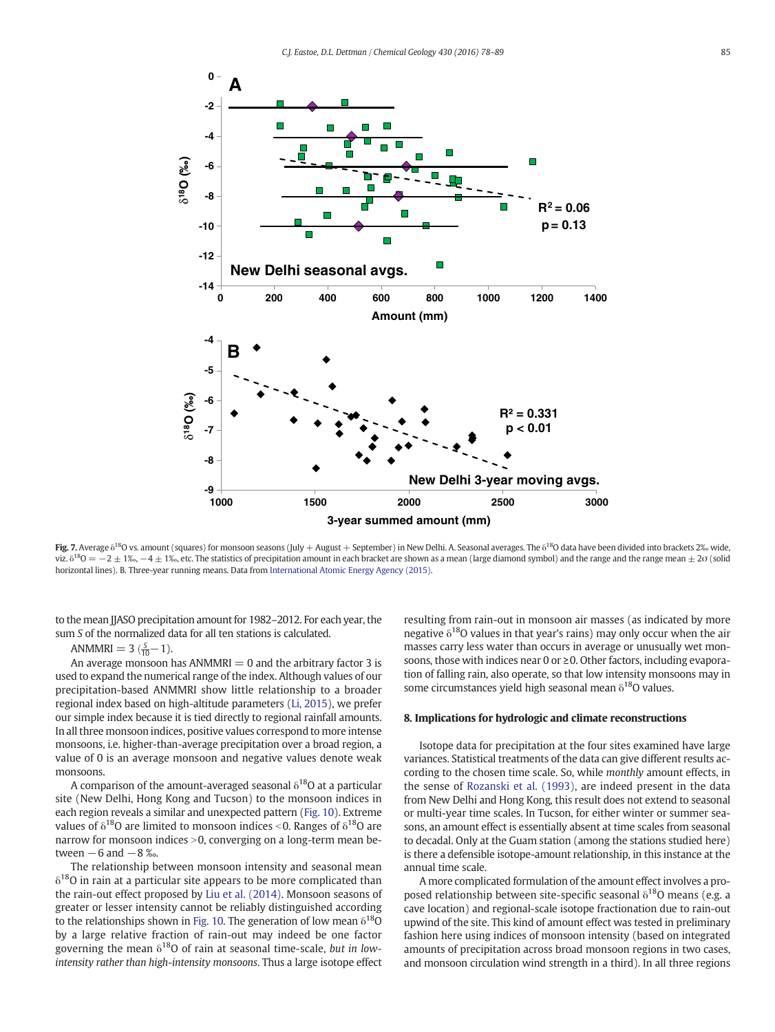Fig. 7. Average $\delta^{18}O$ vs. amount (squares) for monsoon seasons (July + August + September) in New Delhi. A. Seasonal averages. The $\delta^{18}O$ data have been divided into brackets 2‰ wide, viz. $\delta^{18}O = -2 \pm 1$‰, $-4 \pm 1$‰, etc. The statistics of precipitation amount in each bracket are shown as a mean (large diamond symbol) and the range and the range mean $\pm 2\sigma$ (solid horizontal lines). B. Three-year running means. Data from International Atomic Energy Agency (2015).

to the mean JJASO precipitation amount for 1982–2012. For each year, the sum *S* of the normalized data for all ten stations is calculated.

$$\text{ANMMRI} = 3\left(\frac{S}{10} - 1\right).$$

An average monsoon has ANMMRI = 0 and the arbitrary factor 3 is used to expand the numerical range of the index. Although values of our precipitation-based ANMMRI show little relationship to a broader regional index based on high-altitude parameters (Li, 2015), we prefer our simple index because it is tied directly to regional rainfall amounts. In all three monsoon indices, positive values correspond to more intense monsoons, i.e. higher-than-average precipitation over a broad region, a value of 0 is an average monsoon and negative values denote weak monsoons.

A comparison of the amount-averaged seasonal $\delta^{18}O$ at a particular site (New Delhi, Hong Kong and Tucson) to the monsoon indices in each region reveals a similar and unexpected pattern (Fig. 10). Extreme values of $\delta^{18}O$ are limited to monsoon indices <0. Ranges of $\delta^{18}O$ are narrow for monsoon indices >0, converging on a long-term mean between −6 and −8 ‰.

The relationship between monsoon intensity and seasonal mean $\delta^{18}O$ in rain at a particular site appears to be more complicated than the rain-out effect proposed by Liu et al. (2014). Monsoon seasons of greater or lesser intensity cannot be reliably distinguished according to the relationships shown in Fig. 10. The generation of low mean $\delta^{18}O$ by a large relative fraction of rain-out may indeed be one factor governing the mean $\delta^{18}O$ of rain at seasonal time-scale, *but in low-intensity rather than high-intensity monsoons*. Thus a large isotope effect resulting from rain-out in monsoon air masses (as indicated by more negative $\delta^{18}O$ values in that year's rains) may only occur when the air masses carry less water than occurs in average or unusually wet monsoons, those with indices near 0 or ≥0. Other factors, including evaporation of falling rain, also operate, so that low intensity monsoons may in some circumstances yield high seasonal mean $\delta^{18}O$ values.

## 8. Implications for hydrologic and climate reconstructions

Isotope data for precipitation at the four sites examined have large variances. Statistical treatments of the data can give different results according to the chosen time scale. So, while *monthly* amount effects, in the sense of Rozanski et al. (1993), are indeed present in the data from New Delhi and Hong Kong, this result does not extend to seasonal or multi-year time scales. In Tucson, for either winter or summer seasons, an amount effect is essentially absent at time scales from seasonal to decadal. Only at the Guam station (among the stations studied here) is there a defensible isotope-amount relationship, in this instance at the annual time scale.

A more complicated formulation of the amount effect involves a proposed relationship between site-specific seasonal $\delta^{18}O$ means (e.g. a cave location) and regional-scale isotope fractionation due to rain-out upwind of the site. This kind of amount effect was tested in preliminary fashion here using indices of monsoon intensity (based on integrated amounts of precipitation across broad monsoon regions in two cases, and monsoon circulation wind strength in a third). In all three regions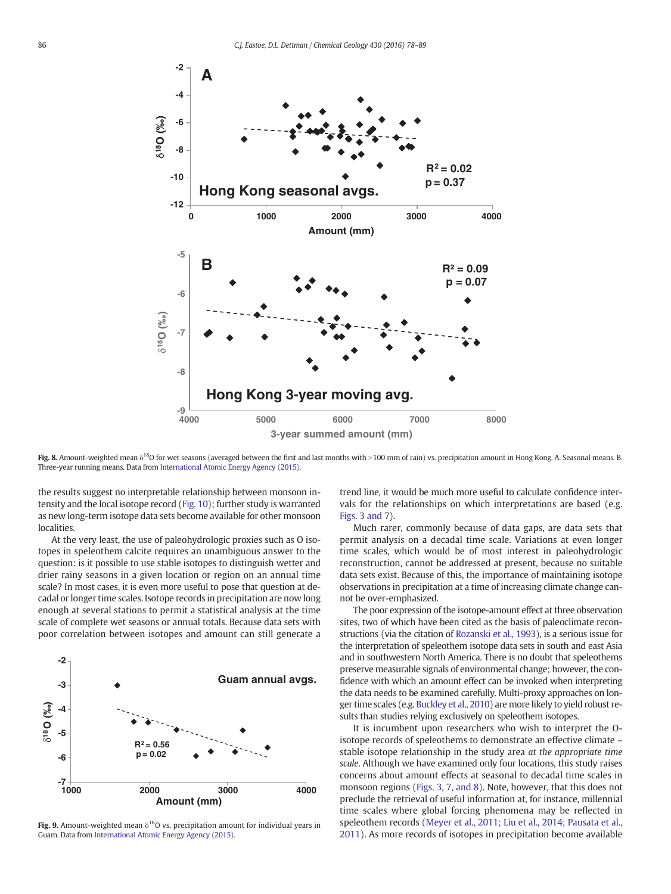Fig. 8. Amount-weighted mean $\delta^{18}O$ for wet seasons (averaged between the first and last months with >100 mm of rain) vs. precipitation amount in Hong Kong. A. Seasonal means. B. Three-year running means. Data from International Atomic Energy Agency (2015).

the results suggest no interpretable relationship between monsoon intensity and the local isotope record (Fig. 10); further study is warranted as new long-term isotope data sets become available for other monsoon localities.

At the very least, the use of paleohydrologic proxies such as O isotopes in speleothem calcite requires an unambiguous answer to the question: is it possible to use stable isotopes to distinguish wetter and drier rainy seasons in a given location or region on an annual time scale? In most cases, it is even more useful to pose that question at decadal or longer time scales. Isotope records in precipitation are now long enough at several stations to permit a statistical analysis at the time scale of complete wet seasons or annual totals. Because data sets with poor correlation between isotopes and amount can still generate a trend line, it would be much more useful to calculate confidence intervals for the relationships on which interpretations are based (e.g. Figs. 3 and 7).

Much rarer, commonly because of data gaps, are data sets that permit analysis on a decadal time scale. Variations at even longer time scales, which would be of most interest in paleohydrologic reconstruction, cannot be addressed at present, because no suitable data sets exist. Because of this, the importance of maintaining isotope observations in precipitation at a time of increasing climate change cannot be over-emphasized.

The poor expression of the isotope-amount effect at three observation sites, two of which have been cited as the basis of paleoclimate reconstructions (via the citation of Rozanski et al., 1993), is a serious issue for the interpretation of speleothem isotope data sets in south and east Asia and in southwestern North America. There is no doubt that speleothems preserve measurable signals of environmental change; however, the confidence with which an amount effect can be invoked when interpreting the data needs to be examined carefully. Multi-proxy approaches on longer time scales (e.g. Buckley et al., 2010) are more likely to yield robust results than studies relying exclusively on speleothem isotopes.

It is incumbent upon researchers who wish to interpret the O-isotope records of speleothems to demonstrate an effective climate – stable isotope relationship in the study area *at the appropriate time scale*. Although we have examined only four locations, this study raises concerns about amount effects at seasonal to decadal time scales in monsoon regions (Figs. 3, 7, and 8). Note, however, that this does not preclude the retrieval of useful information at, for instance, millennial time scales where global forcing phenomena may be reflected in speleothem records (Meyer et al., 2011; Liu et al., 2014; Pausata et al., 2011). As more records of isotopes in precipitation become available

Fig. 9. Amount-weighted mean $\delta^{18}O$ vs. precipitation amount for individual years in Guam. Data from International Atomic Energy Agency (2015).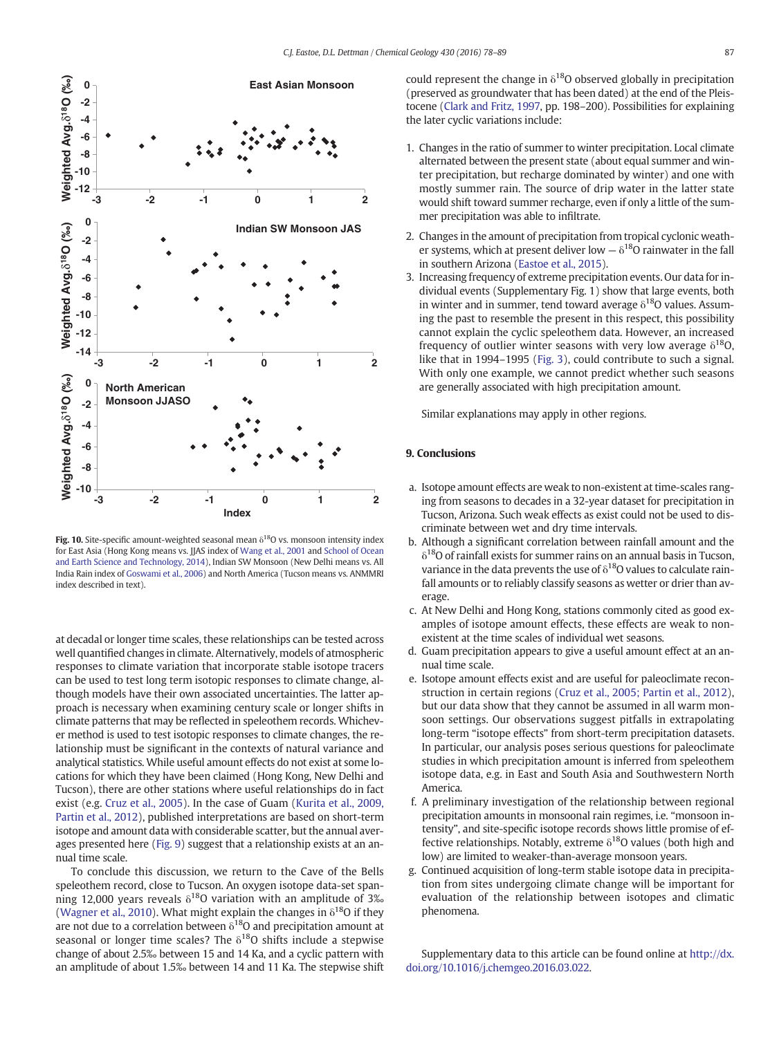Fig. 10. Site-specific amount-weighted seasonal mean $\delta^{18}O$ vs. monsoon intensity index for East Asia (Hong Kong means vs. JJAS index of Wang et al., 2001 and School of Ocean and Earth Science and Technology, 2014), Indian SW Monsoon (New Delhi means vs. All India Rain index of Goswami et al., 2006) and North America (Tucson means vs. ANMMRI index described in text).

at decadal or longer time scales, these relationships can be tested across well quantified changes in climate. Alternatively, models of atmospheric responses to climate variation that incorporate stable isotope tracers can be used to test long term isotopic responses to climate change, although models have their own associated uncertainties. The latter approach is necessary when examining century scale or longer shifts in climate patterns that may be reflected in speleothem records. Whichever method is used to test isotopic responses to climate changes, the relationship must be significant in the contexts of natural variance and analytical statistics. While useful amount effects do not exist at some locations for which they have been claimed (Hong Kong, New Delhi and Tucson), there are other stations where useful relationships do in fact exist (e.g. Cruz et al., 2005). In the case of Guam (Kurita et al., 2009, Partin et al., 2012), published interpretations are based on short-term isotope and amount data with considerable scatter, but the annual averages presented here (Fig. 9) suggest that a relationship exists at an annual time scale.

To conclude this discussion, we return to the Cave of the Bells speleothem record, close to Tucson. An oxygen isotope data-set spanning 12,000 years reveals $\delta^{18}O$ variation with an amplitude of 3‰ (Wagner et al., 2010). What might explain the changes in $\delta^{18}O$ if they are not due to a correlation between $\delta^{18}O$ and precipitation amount at seasonal or longer time scales? The $\delta^{18}O$ shifts include a stepwise change of about 2.5‰ between 15 and 14 Ka, and a cyclic pattern with an amplitude of about 1.5‰ between 14 and 11 Ka. The stepwise shift could represent the change in $\delta^{18}O$ observed globally in precipitation (preserved as groundwater that has been dated) at the end of the Pleistocene (Clark and Fritz, 1997, pp. 198–200). Possibilities for explaining the later cyclic variations include:

1. Changes in the ratio of summer to winter precipitation. Local climate alternated between the present state (about equal summer and winter precipitation, but recharge dominated by winter) and one with mostly summer rain. The source of drip water in the latter state would shift toward summer recharge, even if only a little of the summer precipitation was able to infiltrate.
2. Changes in the amount of precipitation from tropical cyclonic weather systems, which at present deliver low – $\delta^{18}O$ rainwater in the fall in southern Arizona (Eastoe et al., 2015).
3. Increasing frequency of extreme precipitation events. Our data for individual events (Supplementary Fig. 1) show that large events, both in winter and in summer, tend toward average $\delta^{18}O$ values. Assuming the past to resemble the present in this respect, this possibility cannot explain the cyclic speleothem data. However, an increased frequency of outlier winter seasons with very low average $\delta^{18}O$, like that in 1994–1995 (Fig. 3), could contribute to such a signal. With only one example, we cannot predict whether such seasons are generally associated with high precipitation amount.

Similar explanations may apply in other regions.

## 9. Conclusions

a. Isotope amount effects are weak to non-existent at time-scales ranging from seasons to decades in a 32-year dataset for precipitation in Tucson, Arizona. Such weak effects as exist could not be used to discriminate between wet and dry time intervals.
b. Although a significant correlation between rainfall amount and the $\delta^{18}O$ of rainfall exists for summer rains on an annual basis in Tucson, variance in the data prevents the use of $\delta^{18}O$ values to calculate rainfall amounts or to reliably classify seasons as wetter or drier than average.
c. At New Delhi and Hong Kong, stations commonly cited as good examples of isotope amount effects, these effects are weak to non-existent at the time scales of individual wet seasons.
d. Guam precipitation appears to give a useful amount effect at an annual time scale.
e. Isotope amount effects exist and are useful for paleoclimate reconstruction in certain regions (Cruz et al., 2005; Partin et al., 2012), but our data show that they cannot be assumed in all warm monsoon settings. Our observations suggest pitfalls in extrapolating long-term "isotope effects" from short-term precipitation datasets. In particular, our analysis poses serious questions for paleoclimate studies in which precipitation amount is inferred from speleothem isotope data, e.g. in East and South Asia and Southwestern North America.
f. A preliminary investigation of the relationship between regional precipitation amounts in monsoonal rain regimes, i.e. "monsoon intensity", and site-specific isotope records shows little promise of effective relationships. Notably, extreme $\delta^{18}O$ values (both high and low) are limited to weaker-than-average monsoon years.
g. Continued acquisition of long-term stable isotope data in precipitation from sites undergoing climate change will be important for evaluation of the relationship between isotopes and climatic phenomena.

Supplementary data to this article can be found online at http://dx.doi.org/10.1016/j.chemgeo.2016.03.022.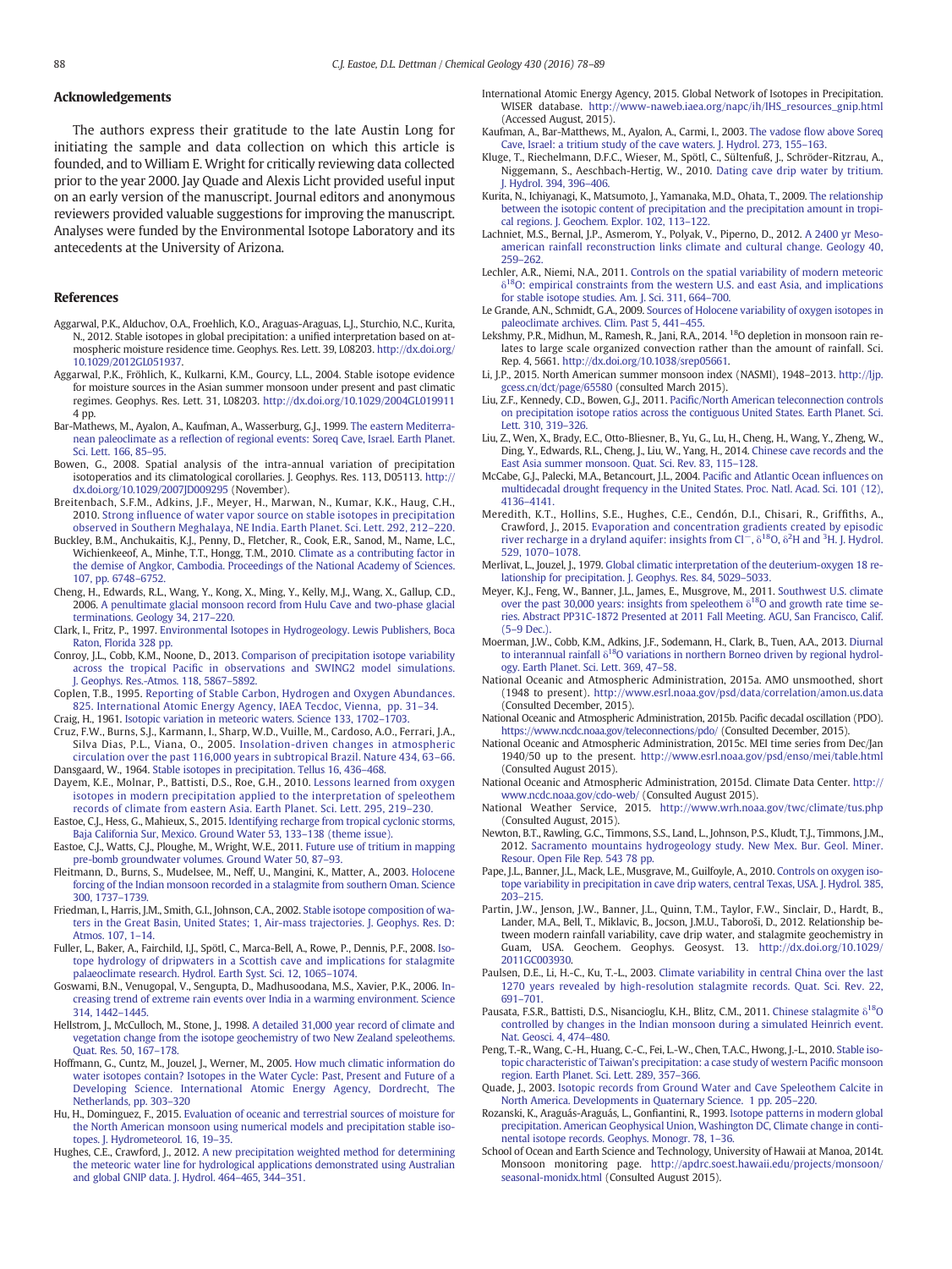## Acknowledgements

The authors express their gratitude to the late Austin Long for initiating the sample and data collection on which this article is founded, and to William E. Wright for critically reviewing data collected prior to the year 2000. Jay Quade and Alexis Licht provided useful input on an early version of the manuscript. Journal editors and anonymous reviewers provided valuable suggestions for improving the manuscript. Analyses were funded by the Environmental Isotope Laboratory and its antecedents at the University of Arizona.

## References

Aggarwal, P.K., Alduchov, O.A., Froehlich, K.O., Araguas-Araguas, L.J., Sturchio, N.C., Kurita, N., 2012. Stable isotopes in global precipitation: a unified interpretation based on atmospheric moisture residence time. Geophys. Res. Lett. 39, L08203. http://dx.doi.org/10.1029/2012GL051937.

Aggarwal, P.K., Fröhlich, K., Kulkarni, K.M., Gourcy, L.L., 2004. Stable isotope evidence for moisture sources in the Asian summer monsoon under present and past climatic regimes. Geophys. Res. Lett. 31, L08203. http://dx.doi.org/10.1029/2004GL019911 4 pp.

Bar-Mathews, M., Ayalon, A., Kaufman, A., Wasserburg, G.J., 1999. The eastern Mediterranean paleoclimate as a reflection of regional events: Soreq Cave, Israel. Earth Planet. Sci. Lett. 166, 85–95.

Bowen, G., 2008. Spatial analysis of the intra-annual variation of precipitation isotoperatios and its climatological corollaries. J. Geophys. Res. 113, D05113. http://dx.doi.org/10.1029/2007JD009295 (November).

Breitenbach, S.F.M., Adkins, J.F., Meyer, H., Marwan, N., Kumar, K.K., Haug, C.H., 2010. Strong influence of water vapor source on stable isotopes in precipitation observed in Southern Meghalaya, NE India. Earth Planet. Sci. Lett. 292, 212–220.

Buckley, B.M., Anchukaitis, K.J., Penny, D., Fletcher, R., Cook, E.R., Sanod, M., Name, L.C., Wichienkeeof, A., Minhe, T.T., Hongg, T.M., 2010. Climate as a contributing factor in the demise of Angkor, Cambodia. Proceedings of the National Academy of Sciences. 107, pp. 6748–6752.

Cheng, H., Edwards, R.L., Wang, Y., Kong, X., Ming, Y., Kelly, M.J., Wang, X., Gallup, C.D., 2006. A penultimate glacial monsoon record from Hulu Cave and two-phase glacial terminations. Geology 34, 217–220.

Clark, I., Fritz, P., 1997. Environmental Isotopes in Hydrogeology. Lewis Publishers, Boca Raton, Florida 328 pp.

Conroy, J.L., Cobb, K.M., Noone, D., 2013. Comparison of precipitation isotope variability across the tropical Pacific in observations and SWING2 model simulations. J. Geophys. Res.-Atmos. 118, 5867–5892.

Coplen, T.B., 1995. Reporting of Stable Carbon, Hydrogen and Oxygen Abundances. 825. International Atomic Energy Agency, IAEA Tecdoc, Vienna, pp. 31–34.

Craig, H., 1961. Isotopic variation in meteoric waters. Science 133, 1702–1703.

Cruz, F.W., Burns, S.J., Karmann, I., Sharp, W.D., Vuille, M., Cardoso, A.O., Ferrari, J.A., Silva Dias, P.L., Viana, O., 2005. Insolation-driven changes in atmospheric circulation over the past 116,000 years in subtropical Brazil. Nature 434, 63–66.

Dansgaard, W., 1964. Stable isotopes in precipitation. Tellus 16, 436–468.

Dayem, K.E., Molnar, P., Battisti, D.S., Roe, G.H., 2010. Lessons learned from oxygen isotopes in modern precipitation applied to the interpretation of speleothem records of climate from eastern Asia. Earth Planet. Sci. Lett. 295, 219–230.

Eastoe, C.J., Hess, G., Mahieux, S., 2015. Identifying recharge from tropical cyclonic storms, Baja California Sur, Mexico. Ground Water 53, 133–138 (theme issue).

Eastoe, C.J., Watts, C.J., Ploughe, M., Wright, W.E., 2011. Future use of tritium in mapping pre-bomb groundwater volumes. Ground Water 50, 87–93.

Fleitmann, D., Burns, S., Mudelsee, M., Neff, U., Mangini, K., Matter, A., 2003. Holocene forcing of the Indian monsoon recorded in a stalagmite from southern Oman. Science 300, 1737–1739.

Friedman, I., Harris, J.M., Smith, G.I., Johnson, C.A., 2002. Stable isotope composition of waters in the Great Basin, United States; 1, Air-mass trajectories. J. Geophys. Res. D: Atmos. 107, 1–14.

Fuller, L., Baker, A., Fairchild, I.J., Spötl, C., Marca-Bell, A., Rowe, P., Dennis, P.F., 2008. Isotope hydrology of dripwaters in a Scottish cave and implications for stalagmite palaeoclimate research. Hydrol. Earth Syst. Sci. 12, 1065–1074.

Goswami, B.N., Venugopal, V., Sengupta, D., Madhusoodana, M.S., Xavier, P.K., 2006. Increasing trend of extreme rain events over India in a warming environment. Science 314, 1442–1445.

Hellstrom, J., McCulloch, M., Stone, J., 1998. A detailed 31,000 year record of climate and vegetation change from the isotope geochemistry of two New Zealand speleothems. Quat. Res. 50, 167–178.

Hoffmann, G., Cuntz, M., Jouzel, J., Werner, M., 2005. How much climatic information do water isotopes contain? Isotopes in the Water Cycle: Past, Present and Future of a Developing Science. International Atomic Energy Agency, Dordrecht, The Netherlands, pp. 303–320

Hu, H., Dominguez, F., 2015. Evaluation of oceanic and terrestrial sources of moisture for the North American monsoon using numerical models and precipitation stable isotopes. J. Hydrometeorol. 16, 19–35.

Hughes, C.E., Crawford, J., 2012. A new precipitation weighted method for determining the meteoric water line for hydrological applications demonstrated using Australian and global GNIP data. J. Hydrol. 464–465, 344–351.

International Atomic Energy Agency, 2015. Global Network of Isotopes in Precipitation. WISER database. http://www-naweb.iaea.org/napc/ih/IHS_resources_gnip.html (Accessed August, 2015).

Kaufman, A., Bar-Matthews, M., Ayalon, A., Carmi, I., 2003. The vadose flow above Soreq Cave, Israel: a tritium study of the cave waters. J. Hydrol. 273, 155–163.

Kluge, T., Riechelmann, D.F.C., Wieser, M., Spötl, C., Sültenfuß, J., Schröder-Ritzrau, A., Niggemann, S., Aeschbach-Hertig, W., 2010. Dating cave drip water by tritium. J. Hydrol. 394, 396–406.

Kurita, N., Ichiyanagi, K., Matsumoto, J., Yamanaka, M.D., Ohata, T., 2009. The relationship between the isotopic content of precipitation and the precipitation amount in tropical regions. J. Geochem. Explor. 102, 113–122.

Lachniet, M.S., Bernal, J.P., Asmerom, Y., Polyak, V., Piperno, D., 2012. A 2400 yr Mesoamerican rainfall reconstruction links climate and cultural change. Geology 40, 259–262.

Lechler, A.R., Niemi, N.A., 2011. Controls on the spatial variability of modern meteoric $\delta^{18}$O: empirical constraints from the western U.S. and east Asia, and implications for stable isotope studies. Am. J. Sci. 311, 664–700.

Le Grande, A.N., Schmidt, G.A., 2009. Sources of Holocene variability of oxygen isotopes in paleoclimate archives. Clim. Past 5, 441–455.

Lekshmy, P.R., Midhun, M., Ramesh, R., Jani, R.A., 2014. $^{18}$O depletion in monsoon rain relates to large scale organized convection rather than the amount of rainfall. Sci. Rep. 4, 5661. http://dx.doi.org/10.1038/srep05661.

Li, J.P., 2015. North American summer monsoon index (NASMI), 1948–2013. http://ljp.gcess.cn/dct/page/65580 (consulted March 2015).

Liu, Z.F., Kennedy, C.D., Bowen, G.J., 2011. Pacific/North American teleconnection controls on precipitation isotope ratios across the contiguous United States. Earth Planet. Sci. Lett. 310, 319–326.

Liu, Z., Wen, X., Brady, E.C., Otto-Bliesner, B., Yu, G., Lu, H., Cheng, H., Wang, Y., Zheng, W., Ding, Y., Edwards, R.L., Cheng, J., Liu, W., Yang, H., 2014. Chinese cave records and the East Asia summer monsoon. Quat. Sci. Rev. 83, 115–128.

McCabe, G.J., Palecki, M.A., Betancourt, J.L., 2004. Pacific and Atlantic Ocean influences on multidecadal drought frequency in the United States. Proc. Natl. Acad. Sci. 101 (12), 4136–4141.

Meredith, K.T., Hollins, S.E., Hughes, C.E., Cendón, D.I., Chisari, R., Griffiths, A., Crawford, J., 2015. Evaporation and concentration gradients created by episodic river recharge in a dryland aquifer: insights from $Cl^-$, $\delta^{18}$O, $\delta^2$H and $^3$H. J. Hydrol. 529, 1070–1078.

Merlivat, L., Jouzel, J., 1979. Global climatic interpretation of the deuterium-oxygen 18 relationship for precipitation. J. Geophys. Res. 84, 5029–5033.

Meyer, K.J., Feng, W., Banner, J.L., James, E., Musgrove, M., 2011. Southwest U.S. climate over the past 30,000 years: insights from speleothem $\delta^{18}$O and growth rate time series. Abstract PP31C-1872 Presented at 2011 Fall Meeting. AGU, San Francisco, Calif. (5–9 Dec.).

Moerman, J.W., Cobb, K.M., Adkins, J.F., Sodemann, H., Clark, B., Tuen, A.A., 2013. Diurnal to interannual rainfall $\delta^{18}$O variations in northern Borneo driven by regional hydrology. Earth Planet. Sci. Lett. 369, 47–58.

National Oceanic and Atmospheric Administration, 2015a. AMO unsmoothed, short (1948 to present). http://www.esrl.noaa.gov/psd/data/correlation/amon.us.data (Consulted December, 2015).

National Oceanic and Atmospheric Administration, 2015b. Pacific decadal oscillation (PDO). https://www.ncdc.noaa.gov/teleconnections/pdo/ (Consulted December, 2015).

National Oceanic and Atmospheric Administration, 2015c. MEI time series from Dec/Jan 1940/50 up to the present. http://www.esrl.noaa.gov/psd/enso/mei/table.html (Consulted August 2015).

National Oceanic and Atmospheric Administration, 2015d. Climate Data Center. http://www.ncdc.noaa.gov/cdo-web/ (Consulted August 2015).

National Weather Service, 2015. http://www.wrh.noaa.gov/twc/climate/tus.php (Consulted August, 2015).

Newton, B.T., Rawling, G.C., Timmons, S.S., Land, L., Johnson, P.S., Kludt, T.J., Timmons, J.M., 2012. Sacramento mountains hydrogeology study. New Mex. Bur. Geol. Miner. Resour. Open File Rep. 543 78 pp.

Pape, J.L., Banner, J.L., Mack, L.E., Musgrove, M., Guilfoyle, A., 2010. Controls on oxygen isotope variability in precipitation in cave drip waters, central Texas, USA. J. Hydrol. 385, 203–215.

Partin, J.W., Jenson, J.W., Banner, J.L., Quinn, T.M., Taylor, F.W., Sinclair, D., Hardt, B., Lander, M.A., Bell, T., Miklavic, B., Jocson, J.M.U., Taboroši, D., 2012. Relationship between modern rainfall variability, cave drip water, and stalagmite geochemistry in Guam, USA. Geochem. Geophys. Geosyst. 13. http://dx.doi.org/10.1029/2011GC003930.

Paulsen, D.E., Li, H.-C., Ku, T.-L., 2003. Climate variability in central China over the last 1270 years revealed by high-resolution stalagmite records. Quat. Sci. Rev. 22, 691–701.

Pausata, F.S.R., Battisti, D.S., Nisancioglu, K.H., Blitz, C.M., 2011. Chinese stalagmite $\delta^{18}$O controlled by changes in the Indian monsoon during a simulated Heinrich event. Nat. Geosci. 4, 474–480.

Peng, T.-R., Wang, C.-H., Huang, C.-C., Fei, L.-W., Chen, T.A.C., Hwong, J.-L., 2010. Stable isotopic characteristic of Taiwan's precipitation: a case study of western Pacific monsoon region. Earth Planet. Sci. Lett. 289, 357–366.

Quade, J., 2003. Isotopic records from Ground Water and Cave Speleothem Calcite in North America. Developments in Quaternary Science. 1 pp. 205–220.

Rozanski, K., Araguás-Araguás, L., Gonfiantini, R., 1993. Isotope patterns in modern global precipitation. American Geophysical Union, Washington DC, Climate change in continental isotope records. Geophys. Monogr. 78, 1–36.

School of Ocean and Earth Science and Technology, University of Hawaii at Manoa, 2014t. Monsoon monitoring page. http://apdrc.soest.hawaii.edu/projects/monsoon/seasonal-monidx.html (Consulted August 2015).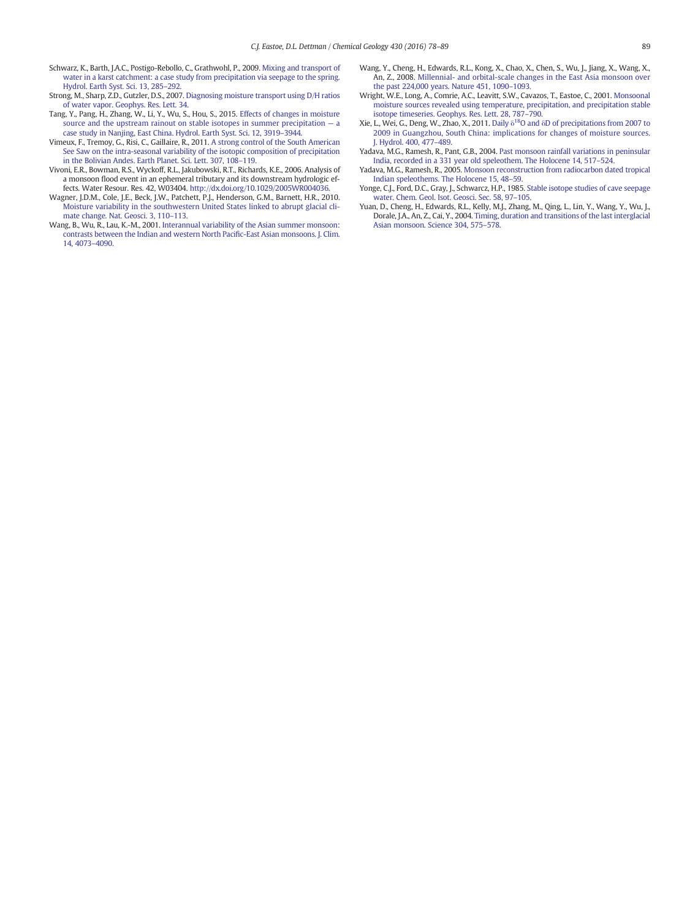Schwarz, K., Barth, J.A.C., Postigo-Rebollo, C., Grathwohl, P., 2009. Mixing and transport of water in a karst catchment: a case study from precipitation via seepage to the spring. Hydrol. Earth Syst. Sci. 13, 285–292.

Strong, M., Sharp, Z.D., Gutzler, D.S., 2007. Diagnosing moisture transport using D/H ratios of water vapor. Geophys. Res. Lett. 34.

Tang, Y., Pang, H., Zhang, W., Li, Y., Wu, S., Hou, S., 2015. Effects of changes in moisture source and the upstream rainout on stable isotopes in summer precipitation — a case study in Nanjing, East China. Hydrol. Earth Syst. Sci. 12, 3919–3944.

Vimeux, F., Tremoy, G., Risi, C., Gaillaire, R., 2011. A strong control of the South American See Saw on the intra-seasonal variability of the isotopic composition of precipitation in the Bolivian Andes. Earth Planet. Sci. Lett. 307, 108–119.

Vivoni, E.R., Bowman, R.S., Wyckoff, R.L., Jakubowski, R.T., Richards, K.E., 2006. Analysis of a monsoon flood event in an ephemeral tributary and its downstream hydrologic effects. Water Resour. Res. 42, W03404. http://dx.doi.org/10.1029/2005WR004036.

Wagner, J.D.M., Cole, J.E., Beck, J.W., Patchett, P.J., Henderson, G.M., Barnett, H.R., 2010. Moisture variability in the southwestern United States linked to abrupt glacial climate change. Nat. Geosci. 3, 110–113.

Wang, B., Wu, R., Lau, K.-M., 2001. Interannual variability of the Asian summer monsoon: contrasts between the Indian and western North Pacific-East Asian monsoons. J. Clim. 14, 4073–4090.

Wang, Y., Cheng, H., Edwards, R.L., Kong, X., Chao, X., Chen, S., Wu, J., Jiang, X., Wang, X., An, Z., 2008. Millennial- and orbital-scale changes in the East Asia monsoon over the past 224,000 years. Nature 451, 1090–1093.

Wright, W.E., Long, A., Comrie, A.C., Leavitt, S.W., Cavazos, T., Eastoe, C., 2001. Monsoonal moisture sources revealed using temperature, precipitation, and precipitation stable isotope timeseries. Geophys. Res. Lett. 28, 787–790.

Xie, L., Wei, G., Deng, W., Zhao, X., 2011. Daily $\delta^{18}O$ and $\delta D$ of precipitations from 2007 to 2009 in Guangzhou, South China: implications for changes of moisture sources. J. Hydrol. 400, 477–489.

Yadava, M.G., Ramesh, R., Pant, G.B., 2004. Past monsoon rainfall variations in peninsular India, recorded in a 331 year old speleothem. The Holocene 14, 517–524.

Yadava, M.G., Ramesh, R., 2005. Monsoon reconstruction from radiocarbon dated tropical Indian speleothems. The Holocene 15, 48–59.

Yonge, C.J., Ford, D.C., Gray, J., Schwarcz, H.P., 1985. Stable isotope studies of cave seepage water. Chem. Geol. Isot. Geosci. Sec. 58, 97–105.

Yuan, D., Cheng, H., Edwards, R.L., Kelly, M.J., Zhang, M., Qing, L., Lin, Y., Wang, Y., Wu, J., Dorale, J.A., An, Z., Cai, Y., 2004. Timing, duration and transitions of the last interglacial Asian monsoon. Science 304, 575–578.